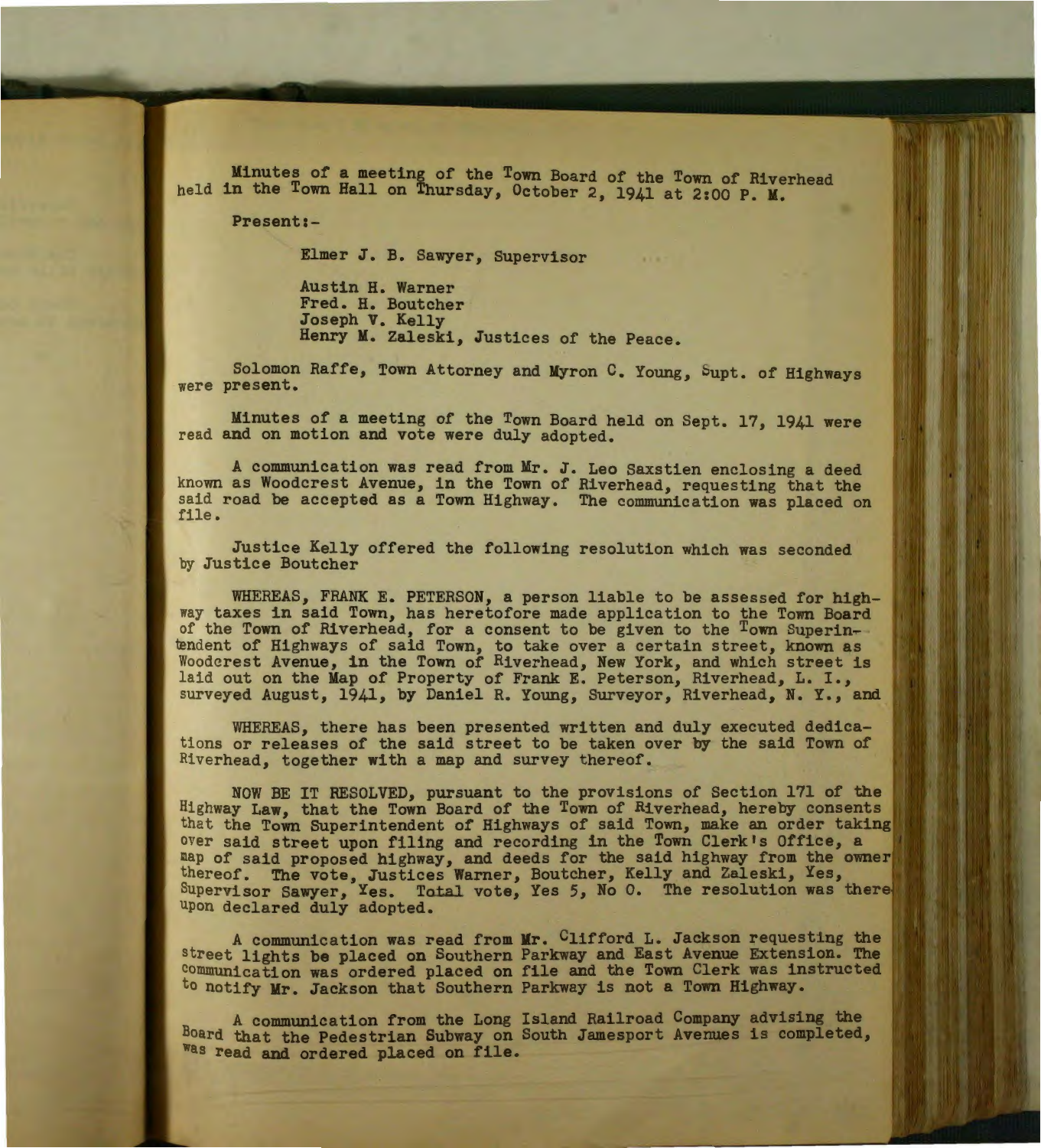Minutes of a meeting of the Town Board of the Town of Riverhead held in the Town Hall on Thursday, October 2, 1941 at 2:00 P. M.

Present:-

Elmer J. B. Sawyer, Supervisor

Austin H. Warner
Fred. H. Boutcher
Joseph V. Kelly
Henry M. Zaleski, Justices of the Peace.

Solomon Raffe, Town Attorney and Myron C. Young, Supt. of Highways were present.

Minutes of a meeting of the Town Board held on Sept. 17, 1941 were read and on motion and vote were duly adopted.

A communication was read from Mr. J. Leo Saxstien enclosing a deed known as Woodcrest Avenue, in the Town of Riverhead, requesting that the said road be accepted as a Town Highway. The communication was placed on file.

Justice Kelly offered the following resolution which was seconded by Justice Boutcher

WHEREAS, FRANK E. PETERSON, a person liable to be assessed for highway taxes in said Town, has heretofore made application to the Town Board of the Town of Riverhead, for a consent to be given to the Town Superintendent of Highways of said Town, to take over a certain street, known as Woodcrest Avenue, in the Town of Riverhead, New York, and which street is laid out on the Map of Property of Frank E. Peterson, Riverhead, L. I., surveyed August, 1941, by Daniel R. Young, Surveyor, Riverhead, N. Y., and

WHEREAS, there has been presented written and duly executed dedications or releases of the said street to be taken over by the said Town of Riverhead, together with a map and survey thereof.

NOW BE IT RESOLVED, pursuant to the provisions of Section 171 of the Highway Law, that the Town Board of the Town of Riverhead, hereby consents that the Town Superintendent of Highways of said Town, make an order taking over said street upon filing and recording in the Town Clerk's Office, a map of said proposed highway, and deeds for the said highway from the owner thereof. The vote, Justices Warner, Boutcher, Kelly and Zaleski, Yes, Supervisor Sawyer, Yes. Total vote, Yes 5, No 0. The resolution was thereupon declared duly adopted.

A communication was read from Mr. Clifford L. Jackson requesting the street lights be placed on Southern Parkway and East Avenue Extension. The communication was ordered placed on file and the Town Clerk was instructed to notify Mr. Jackson that Southern Parkway is not a Town Highway.

A communication from the Long Island Railroad Company advising the Board that the Pedestrian Subway on South Jamesport Avenues is completed, was read and ordered placed on file.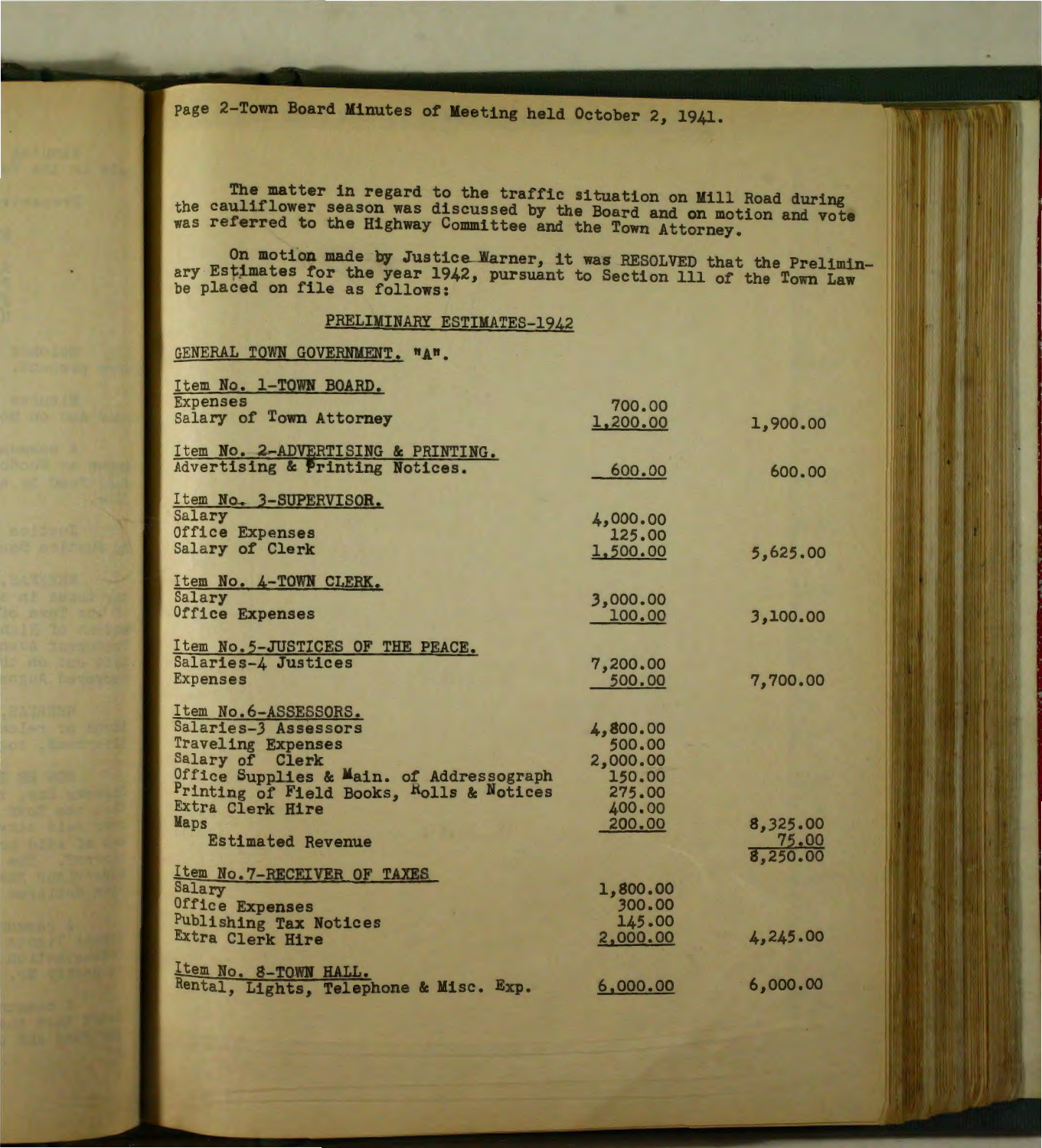Page 2-Town Board Minutes of Meeting held October 2, 1941.

The matter in regard to the traffic situation on Mill Road during the cauliflower season was discussed by the Board and on motion and vote was referred to the Highway Committee and the Town Attorney.

On motion made by Justice Warner, it was RESOLVED that the Preliminary Estimates for the year 1942, pursuant to Section 111 of the Town Law be placed on file as follows:

PRELIMINARY ESTIMATES-1942

GENERAL TOWN GOVERNMENT. "A".

| | | |
|---|---|---|
| **Item No. 1-TOWN BOARD.** | | |
| Expenses | 700.00 | |
| Salary of Town Attorney | 1,200.00 | 1,900.00 |
| **Item No. 2-ADVERTISING & PRINTING.** | | |
| Advertising & Printing Notices. | 600.00 | 600.00 |
| **Item No. 3-SUPERVISOR.** | | |
| Salary | 4,000.00 | |
| Office Expenses | 125.00 | |
| Salary of Clerk | 1,500.00 | 5,625.00 |
| **Item No. 4-TOWN CLERK.** | | |
| Salary | 3,000.00 | |
| Office Expenses | 100.00 | 3,100.00 |
| **Item No.5-JUSTICES OF THE PEACE.** | | |
| Salaries-4 Justices | 7,200.00 | |
| Expenses | 500.00 | 7,700.00 |
| **Item No.6-ASSESSORS.** | | |
| Salaries-3 Assessors | 4,800.00 | |
| Traveling Expenses | 500.00 | |
| Salary of Clerk | 2,000.00 | |
| Office Supplies & Main. of Addressograph | 150.00 | |
| Printing of Field Books, Rolls & Notices | 275.00 | |
| Extra Clerk Hire | 400.00 | |
| Maps | 200.00 | 8,325.00 |
| Estimated Revenue | | 75.00 |
| | | 8,250.00 |
| **Item No.7-RECEIVER OF TAXES** | | |
| Salary | 1,800.00 | |
| Office Expenses | 300.00 | |
| Publishing Tax Notices | 145.00 | |
| Extra Clerk Hire | 2,000.00 | 4,245.00 |
| **Item No. 8-TOWN HALL.** | | |
| Rental, Lights, Telephone & Misc. Exp. | 6,000.00 | 6,000.00 |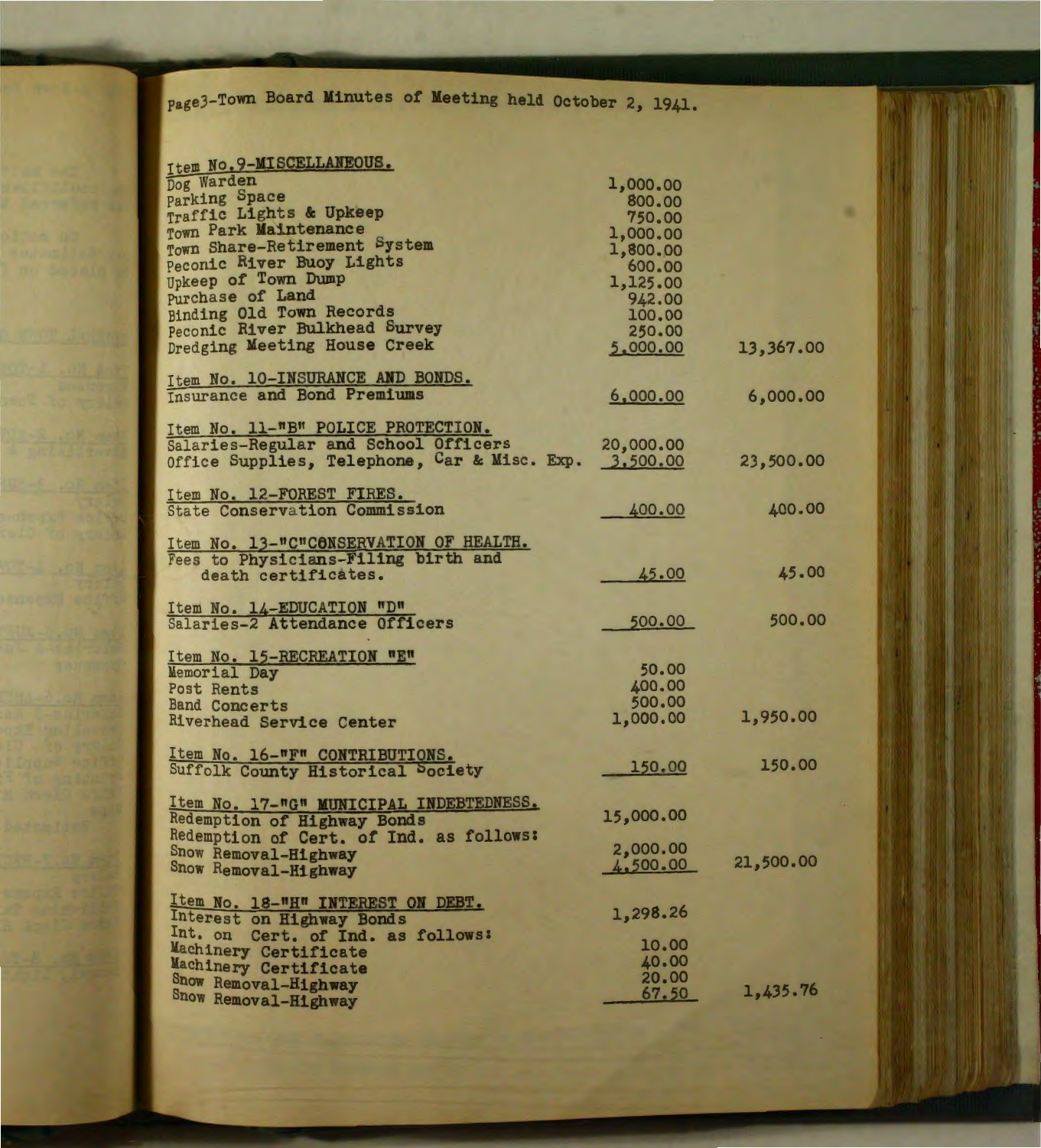Page3-Town Board Minutes of Meeting held October 2, 1941.

| Item | Amount | Total |
|---|---|---|
| **Item No.9-MISCELLANEOUS.** | | |
| Dog Warden | 1,000.00 | |
| Parking Space | 800.00 | |
| Traffic Lights & Upkeep | 750.00 | |
| Town Park Maintenance | 1,000.00 | |
| Town Share-Retirement System | 1,800.00 | |
| Peconic River Buoy Lights | 600.00 | |
| Upkeep of Town Dump | 1,125.00 | |
| Purchase of Land | 942.00 | |
| Binding Old Town Records | 100.00 | |
| Peconic River Bulkhead Survey | 250.00 | |
| Dredging Meeting House Creek | 5,000.00 | 13,367.00 |
| **Item No. 10-INSURANCE AND BONDS.** | | |
| Insurance and Bond Premiums | 6,000.00 | 6,000.00 |
| **Item No. 11-"B" POLICE PROTECTION.** | | |
| Salaries-Regular and School Officers | 20,000.00 | |
| Office Supplies, Telephone, Car & Misc. Exp. | 3,500.00 | 23,500.00 |
| **Item No. 12-FOREST FIRES.** | | |
| State Conservation Commission | 400.00 | 400.00 |
| **Item No. 13-"C"CONSERVATION OF HEALTH.** | | |
| Fees to Physicians-Filing birth and death certificates. | 45.00 | 45.00 |
| **Item No. 14-EDUCATION "D"** | | |
| Salaries-2 Attendance Officers | 500.00 | 500.00 |
| **Item No. 15-RECREATION "E"** | | |
| Memorial Day | 50.00 | |
| Post Rents | 400.00 | |
| Band Concerts | 500.00 | |
| Riverhead Service Center | 1,000.00 | 1,950.00 |
| **Item No. 16-"F" CONTRIBUTIONS.** | | |
| Suffolk County Historical Society | 150.00 | 150.00 |
| **Item No. 17-"G" MUNICIPAL INDEBTEDNESS.** | | |
| Redemption of Highway Bonds | 15,000.00 | |
| Redemption of Cert. of Ind. as follows: | | |
| Snow Removal-Highway | 2,000.00 | |
| Snow Removal-Highway | 4,500.00 | 21,500.00 |
| **Item No. 18-"H" INTEREST ON DEBT.** | | |
| Interest on Highway Bonds | 1,298.26 | |
| Int. on Cert. of Ind. as follows: | | |
| Machinery Certificate | 10.00 | |
| Machinery Certificate | 40.00 | |
| Snow Removal-Highway | 20.00 | |
| Snow Removal-Highway | 67.50 | 1,435.76 |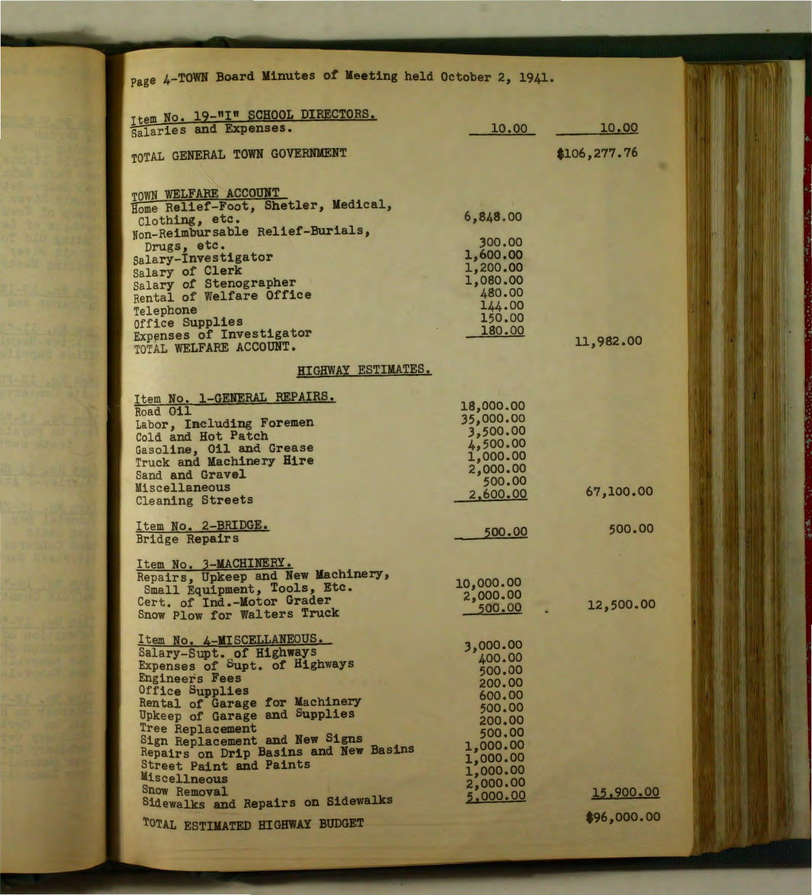| Item | Amount | Total |
|---|---|---|
| **Item No. 19-"I" SCHOOL DIRECTORS.** | | |
| Salaries and Expenses. | 10.00 | 10.00 |
| TOTAL GENERAL TOWN GOVERNMENT | | $106,277.76 |
| **TOWN WELFARE ACCOUNT** | | |
| Home Relief-Foot, Shetler, Medical, Clothing, etc. | 6,848.00 | |
| Non-Reimbursable Relief-Burials, Drugs, etc. | 300.00 | |
| Salary-Investigator | 1,600.00 | |
| Salary of Clerk | 1,200.00 | |
| Salary of Stenographer | 1,080.00 | |
| Rental of Welfare Office | 480.00 | |
| Telephone | 144.00 | |
| Office Supplies | 150.00 | |
| Expenses of Investigator | 180.00 | |
| TOTAL WELFARE ACCOUNT. | | 11,982.00 |

## HIGHWAY ESTIMATES.

| Item | Amount | Total |
|---|---|---|
| **Item No. 1-GENERAL REPAIRS.** | | |
| Road Oil | 18,000.00 | |
| Labor, Including Foremen | 35,000.00 | |
| Cold and Hot Patch | 3,500.00 | |
| Gasoline, Oil and Grease | 4,500.00 | |
| Truck and Machinery Hire | 1,000.00 | |
| Sand and Gravel | 2,000.00 | |
| Miscellaneous | 500.00 | |
| Cleaning Streets | 2,600.00 | 67,100.00 |
| **Item No. 2-BRIDGE.** | | |
| Bridge Repairs | 500.00 | 500.00 |
| **Item No. 3-MACHINERY.** | | |
| Repairs, Upkeep and New Machinery, Small Equipment, Tools, Etc. | 10,000.00 | |
| Cert. of Ind.-Motor Grader | 2,000.00 | |
| Snow Plow for Walters Truck | 500.00 | 12,500.00 |
| **Item No. 4-MISCELLANEOUS.** | | |
| Salary-Supt. of Highways | 3,000.00 | |
| Expenses of Supt. of Highways | 400.00 | |
| Engineers Fees | 500.00 | |
| Office Supplies | 200.00 | |
| Rental of Garage for Machinery | 600.00 | |
| Upkeep of Garage and Supplies | 500.00 | |
| Tree Replacement | 200.00 | |
| Sign Replacement and New Signs | 500.00 | |
| Repairs on Drip Basins and New Basins | 1,000.00 | |
| Street Paint and Paints | 1,000.00 | |
| Miscellneous | 1,000.00 | |
| Snow Removal | 2,000.00 | |
| Sidewalks and Repairs on Sidewalks | 5,000.00 | 15,900.00 |
| TOTAL ESTIMATED HIGHWAY BUDGET | | $96,000.00 |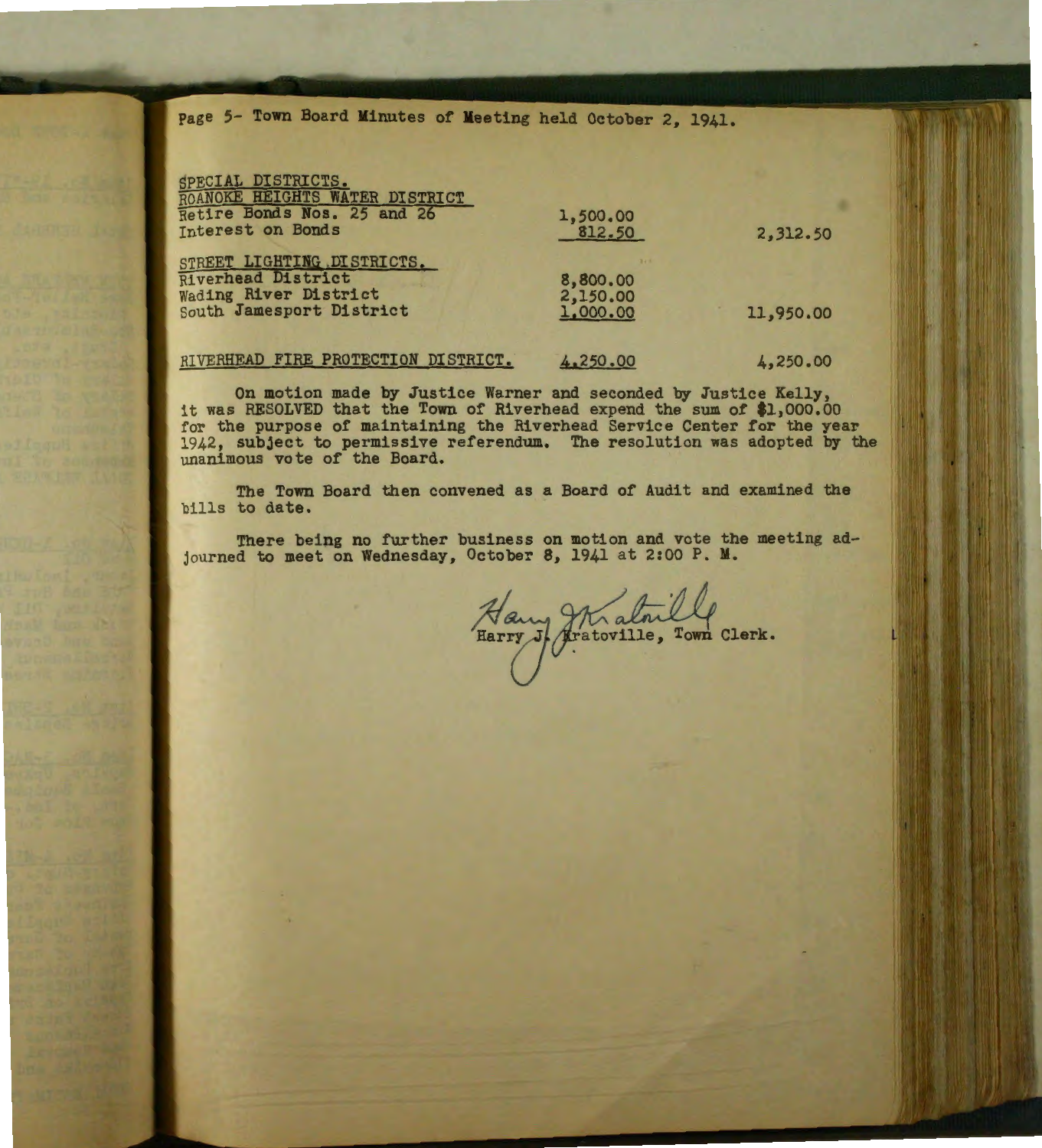Page 5- Town Board Minutes of Meeting held October 2, 1941.

| | | |
|---|---|---|
| SPECIAL DISTRICTS. | | |
| ROANOKE HEIGHTS WATER DISTRICT | | |
| Retire Bonds Nos. 25 and 26 | 1,500.00 | |
| Interest on Bonds | 812.50 | 2,312.50 |
| STREET LIGHTING DISTRICTS. | | |
| Riverhead District | 8,800.00 | |
| Wading River District | 2,150.00 | |
| South Jamesport District | 1,000.00 | 11,950.00 |
| RIVERHEAD FIRE PROTECTION DISTRICT. | 4,250.00 | 4,250.00 |

On motion made by Justice Warner and seconded by Justice Kelly, it was RESOLVED that the Town of Riverhead expend the sum of $1,000.00 for the purpose of maintaining the Riverhead Service Center for the year 1942, subject to permissive referendum. The resolution was adopted by the unanimous vote of the Board.

The Town Board then convened as a Board of Audit and examined the bills to date.

There being no further business on motion and vote the meeting adjourned to meet on Wednesday, October 8, 1941 at 2:00 P. M.

Harry J. Kratoville

Harry J. Kratoville, Town Clerk.